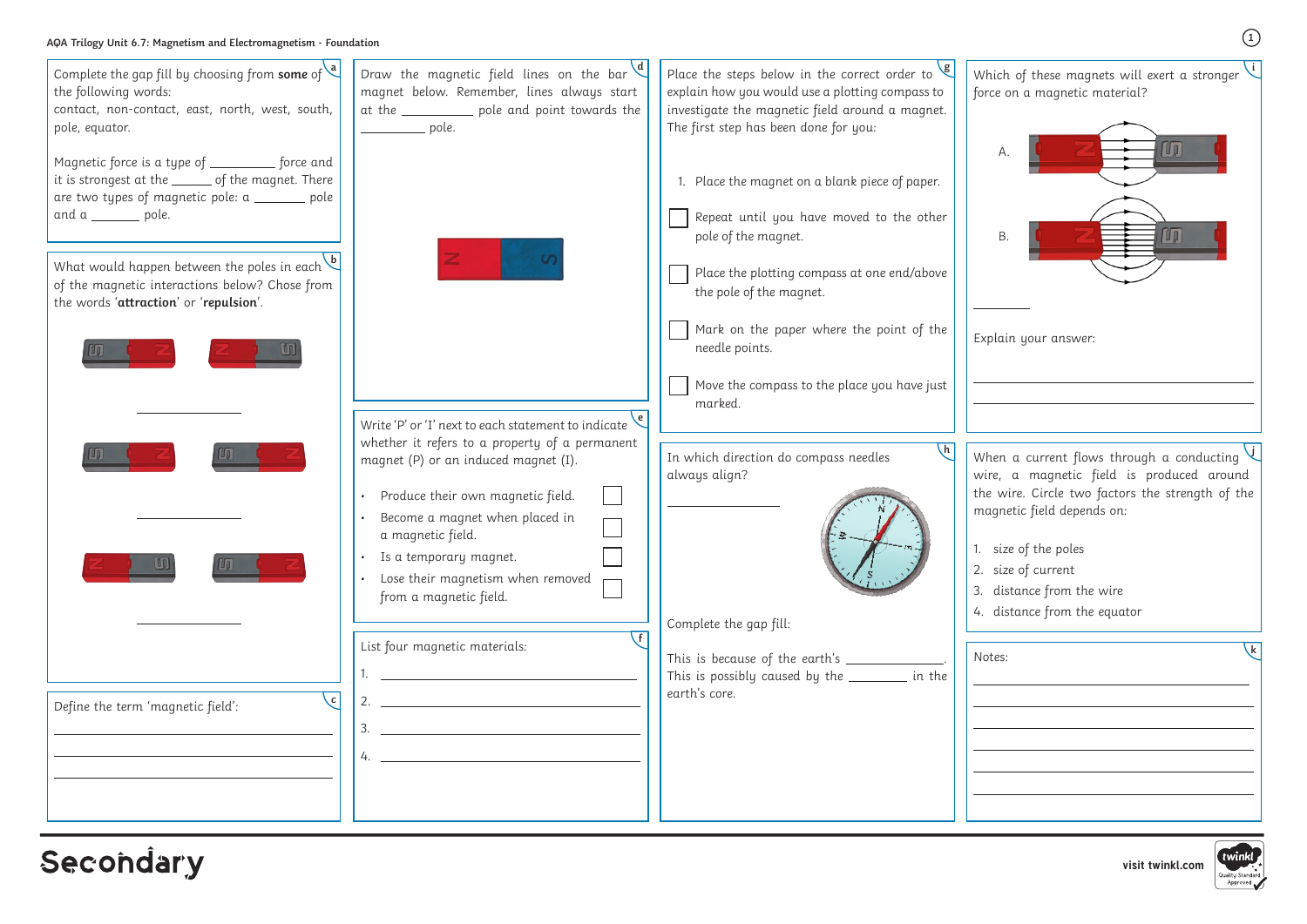AQA Trilogy Unit 6.7: Magnetism and Electromagnetism - Foundation

## a

Complete the gap fill by choosing from **some** of the following words:
contact, non-contact, east, north, west, south, pole, equator.

Magnetic force is a type of __________ force and it is strongest at the ______ of the magnet. There are two types of magnetic pole: a _______ pole and a _______ pole.

## b

What would happen between the poles in each of the magnetic interactions below? Chose from the words '**attraction**' or '**repulsion**'.

S N — N S: ____________

S N — S N: ____________

N S — S N: ____________

## c

Define the term 'magnetic field':

______________________________

______________________________

______________________________

## d

Draw the magnetic field lines on the bar magnet below. Remember, lines always start at the __________ pole and point towards the __________ pole.

N S

## e

Write 'P' or 'I' next to each statement to indicate whether it refers to a property of a permanent magnet (P) or an induced magnet (I).

- Produce their own magnetic field. ☐
- Become a magnet when placed in a magnetic field. ☐
- Is a temporary magnet. ☐
- Lose their magnetism when removed from a magnetic field. ☐

## f

List four magnetic materials:

1. ______________________________
2. ______________________________
3. ______________________________
4. ______________________________

## g

Place the steps below in the correct order to explain how you would use a plotting compass to investigate the magnetic field around a magnet. The first step has been done for you:

1. Place the magnet on a blank piece of paper.

☐ Repeat until you have moved to the other pole of the magnet.

☐ Place the plotting compass at one end/above the pole of the magnet.

☐ Mark on the paper where the point of the needle points.

☐ Move the compass to the place you have just marked.

## h

In which direction do compass needles always align?

______________

Complete the gap fill:

This is because of the earth's ______________.
This is possibly caused by the ________ in the earth's core.

## i

Which of these magnets will exert a stronger force on a magnetic material?

A. N S

B. N S

__________

Explain your answer:

______________________________

______________________________

## j

When a current flows through a conducting wire, a magnetic field is produced around the wire. Circle two factors the strength of the magnetic field depends on:

1. size of the poles
2. size of current
3. distance from the wire
4. distance from the equator

## k

Notes:

______________________________

______________________________

______________________________

______________________________

______________________________

______________________________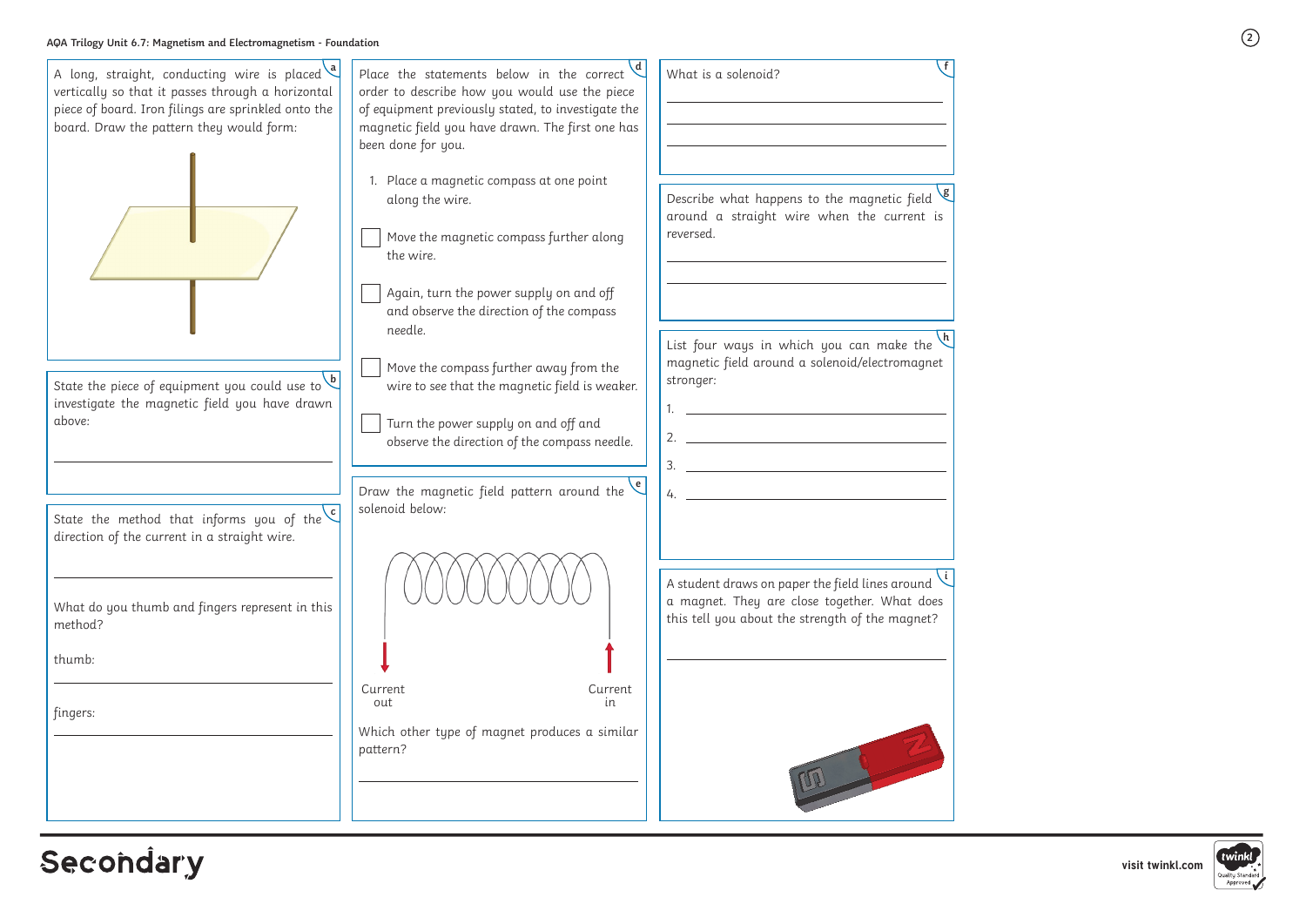AQA Trilogy Unit 6.7: Magnetism and Electromagnetism - Foundation

**a**

A long, straight, conducting wire is placed vertically so that it passes through a horizontal piece of board. Iron filings are sprinkled onto the board. Draw the pattern they would form:

**b**

State the piece of equipment you could use to investigate the magnetic field you have drawn above:

______________________________

**c**

State the method that informs you of the direction of the current in a straight wire.

______________________________

What do you thumb and fingers represent in this method?

thumb:

______________________________

fingers:

______________________________

**d**

Place the statements below in the correct order to describe how you would use the piece of equipment previously stated, to investigate the magnetic field you have drawn. The first one has been done for you.

1. Place a magnetic compass at one point along the wire.

- [ ] Move the magnetic compass further along the wire.
- [ ] Again, turn the power supply on and off and observe the direction of the compass needle.
- [ ] Move the compass further away from the wire to see that the magnetic field is weaker.
- [ ] Turn the power supply on and off and observe the direction of the compass needle.

**e**

Draw the magnetic field pattern around the solenoid below:

Current out — Current in

Which other type of magnet produces a similar pattern?

______________________________

**f**

What is a solenoid?

______________________________

______________________________

______________________________

**g**

Describe what happens to the magnetic field around a straight wire when the current is reversed.

______________________________

______________________________

**h**

List four ways in which you can make the magnetic field around a solenoid/electromagnet stronger:

1. ______________________________
2. ______________________________
3. ______________________________
4. ______________________________

**i**

A student draws on paper the field lines around a magnet. They are close together. What does this tell you about the strength of the magnet?

______________________________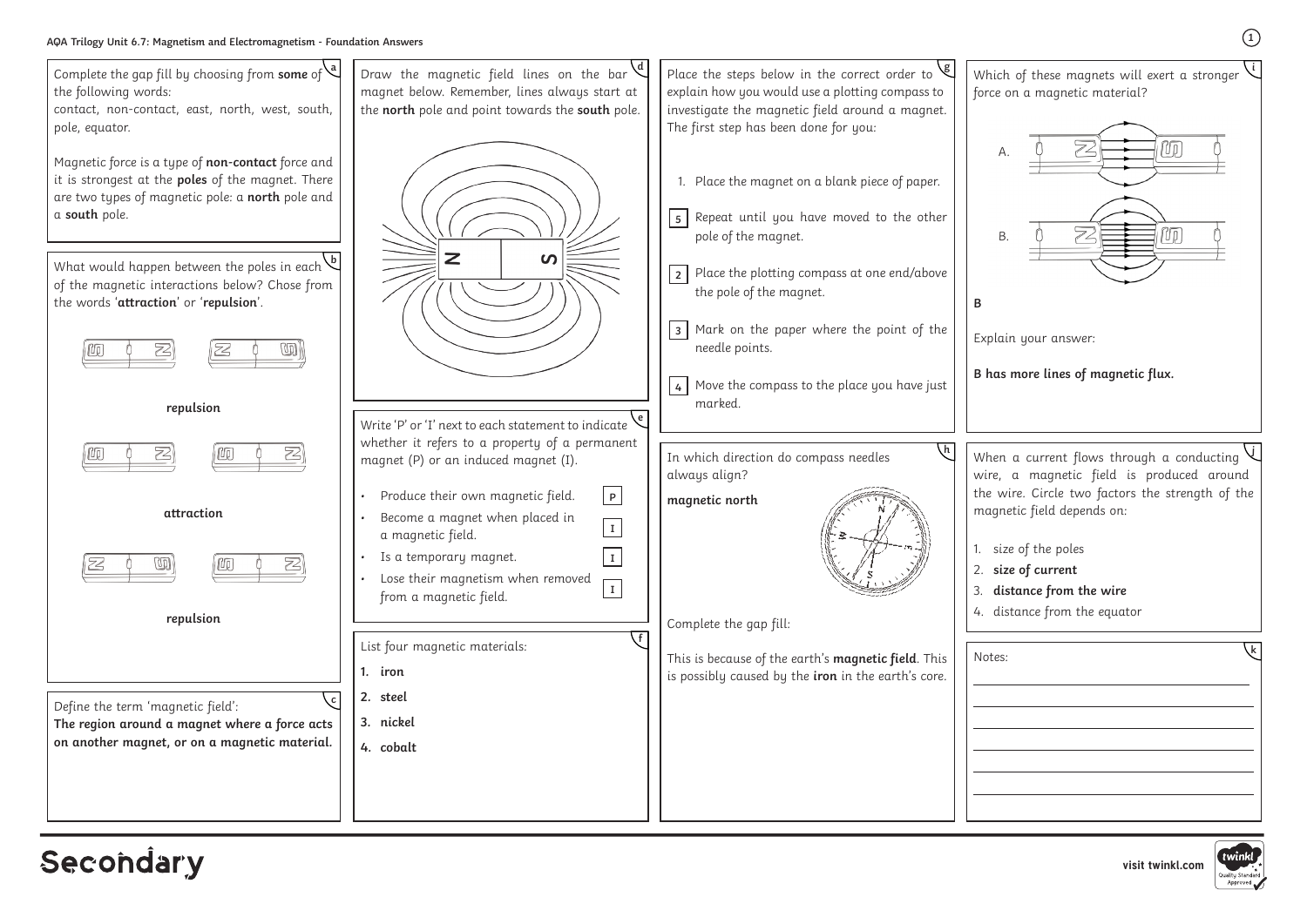# AQA Trilogy Unit 6.7: Magnetism and Electromagnetism - Foundation Answers

**a**

Complete the gap fill by choosing from **some** of the following words:
contact, non-contact, east, north, west, south, pole, equator.

Magnetic force is a type of **non-contact** force and it is strongest at the **poles** of the magnet. There are two types of magnetic pole: a **north** pole and a **south** pole.

**b**

What would happen between the poles in each of the magnetic interactions below? Chose from the words '**attraction**' or '**repulsion**'.

S N | N S — **repulsion**

S N | S N — **attraction**

N S | S N — **repulsion**

**c**

Define the term 'magnetic field':
**The region around a magnet where a force acts on another magnet, or on a magnetic material.**

**d**

Draw the magnetic field lines on the bar magnet below. Remember, lines always start at the **north** pole and point towards the **south** pole.

N | S

**e**

Write 'P' or 'I' next to each statement to indicate whether it refers to a property of a permanent magnet (P) or an induced magnet (I).

- Produce their own magnetic field. **P**
- Become a magnet when placed in a magnetic field. **I**
- Is a temporary magnet. **I**
- Lose their magnetism when removed from a magnetic field. **I**

**f**

List four magnetic materials:

1. **iron**
2. **steel**
3. **nickel**
4. **cobalt**

**g**

Place the steps below in the correct order to explain how you would use a plotting compass to investigate the magnetic field around a magnet. The first step has been done for you:

1. Place the magnet on a blank piece of paper.

**5** Repeat until you have moved to the other pole of the magnet.

**2** Place the plotting compass at one end/above the pole of the magnet.

**3** Mark on the paper where the point of the needle points.

**4** Move the compass to the place you have just marked.

**h**

In which direction do compass needles always align?

**magnetic north**

Complete the gap fill:

This is because of the earth's **magnetic field**. This is possibly caused by the **iron** in the earth's core.

**i**

Which of these magnets will exert a stronger force on a magnetic material?

A.

B.

**B**

Explain your answer:

**B has more lines of magnetic flux.**

**j**

When a current flows through a conducting wire, a magnetic field is produced around the wire. Circle two factors the strength of the magnetic field depends on:

1. size of the poles
2. **size of current**
3. **distance from the wire**
4. distance from the equator

**k**

Notes: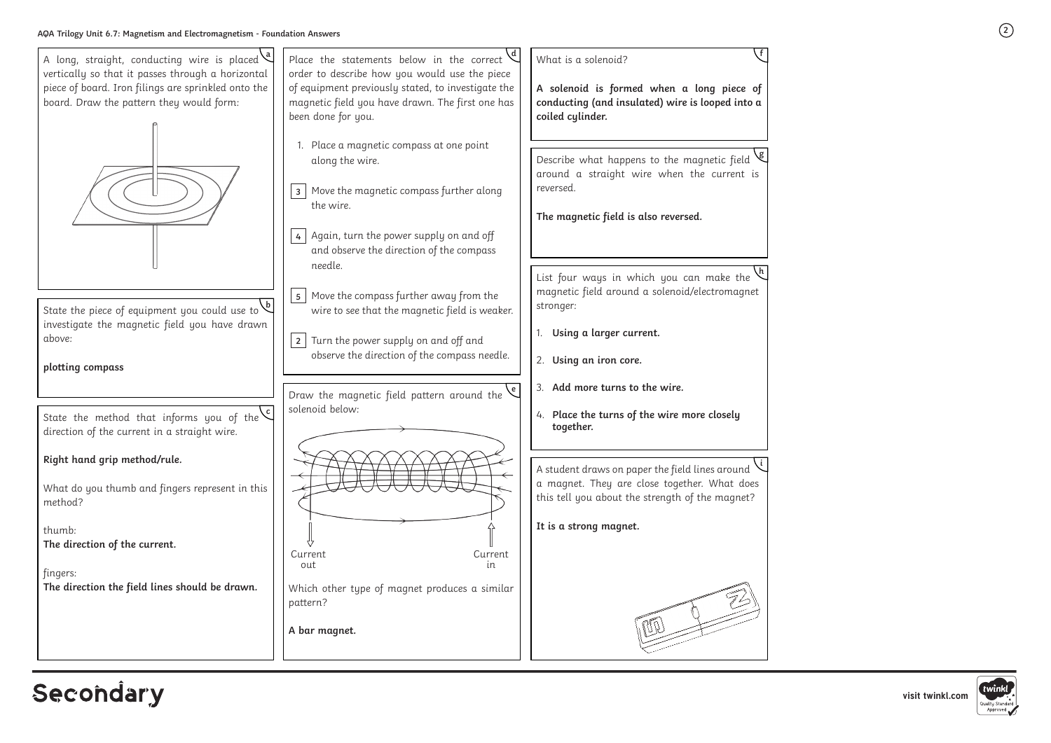# AQA Trilogy Unit 6.7: Magnetism and Electromagnetism - Foundation Answers

**a** A long, straight, conducting wire is placed vertically so that it passes through a horizontal piece of board. Iron filings are sprinkled onto the board. Draw the pattern they would form:

**b** State the piece of equipment you could use to investigate the magnetic field you have drawn above:

**plotting compass**

**c** State the method that informs you of the direction of the current in a straight wire.

**Right hand grip method/rule.**

What do you thumb and fingers represent in this method?

thumb:
**The direction of the current.**

fingers:
**The direction the field lines should be drawn.**

**d** Place the statements below in the correct order to describe how you would use the piece of equipment previously stated, to investigate the magnetic field you have drawn. The first one has been done for you.

1. Place a magnetic compass at one point along the wire.

3 Move the magnetic compass further along the wire.

4 Again, turn the power supply on and off and observe the direction of the compass needle.

5 Move the compass further away from the wire to see that the magnetic field is weaker.

2 Turn the power supply on and off and observe the direction of the compass needle.

**e** Draw the magnetic field pattern around the solenoid below:

Current out

Current in

Which other type of magnet produces a similar pattern?

**A bar magnet.**

**f** What is a solenoid?

**A solenoid is formed when a long piece of conducting (and insulated) wire is looped into a coiled cylinder.**

**g** Describe what happens to the magnetic field around a straight wire when the current is reversed.

**The magnetic field is also reversed.**

**h** List four ways in which you can make the magnetic field around a solenoid/electromagnet stronger:

1. **Using a larger current.**
2. **Using an iron core.**
3. **Add more turns to the wire.**
4. **Place the turns of the wire more closely together.**

**i** A student draws on paper the field lines around a magnet. They are close together. What does this tell you about the strength of the magnet?

**It is a strong magnet.**